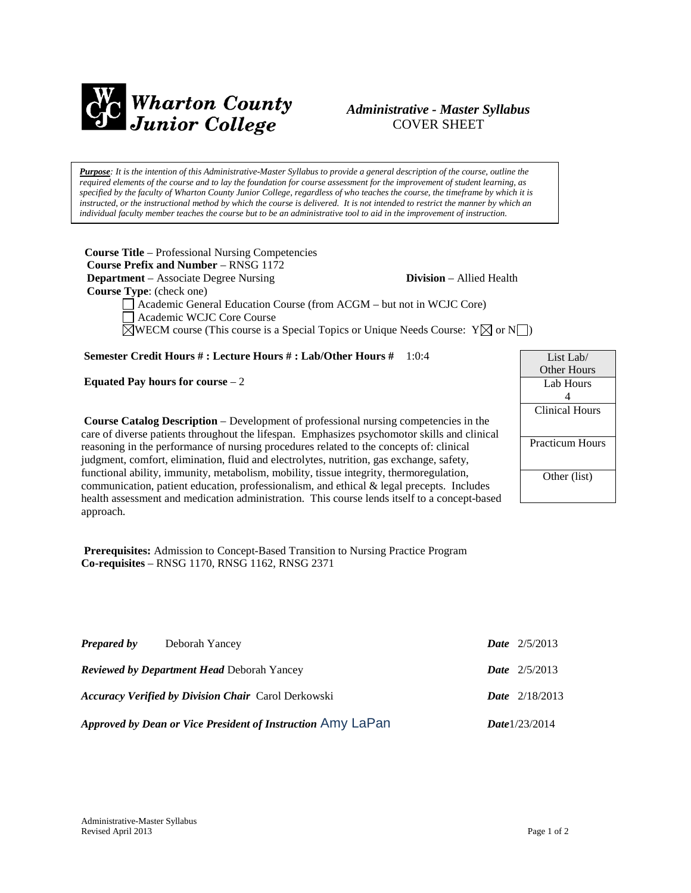**Wharton County Junior College**

***Administrative - Master Syllabus***
COVER SHEET

***Purpose****: It is the intention of this Administrative-Master Syllabus to provide a general description of the course, outline the required elements of the course and to lay the foundation for course assessment for the improvement of student learning, as specified by the faculty of Wharton County Junior College, regardless of who teaches the course, the timeframe by which it is instructed, or the instructional method by which the course is delivered. It is not intended to restrict the manner by which an individual faculty member teaches the course but to be an administrative tool to aid in the improvement of instruction.*

**Course Title** – Professional Nursing Competencies
**Course Prefix and Number** – RNSG 1172
**Department** – Associate Degree Nursing **Division** – Allied Health
**Course Type**: (check one)

☐ Academic General Education Course (from ACGM – but not in WCJC Core)
☐ Academic WCJC Core Course
☒ WECM course (This course is a Special Topics or Unique Needs Course: Y☒ or N☐)

**Semester Credit Hours # : Lecture Hours # : Lab/Other Hours #** 1:0:4

**Equated Pay hours for course** – 2

| List Lab/ Other Hours |
|---|
| Lab Hours 4 |
| Clinical Hours |
| Practicum Hours |
| Other (list) |

**Course Catalog Description** – Development of professional nursing competencies in the care of diverse patients throughout the lifespan. Emphasizes psychomotor skills and clinical reasoning in the performance of nursing procedures related to the concepts of: clinical judgment, comfort, elimination, fluid and electrolytes, nutrition, gas exchange, safety, functional ability, immunity, metabolism, mobility, tissue integrity, thermoregulation, communication, patient education, professionalism, and ethical & legal precepts. Includes health assessment and medication administration. This course lends itself to a concept-based approach.

**Prerequisites:** Admission to Concept-Based Transition to Nursing Practice Program
**Co-requisites** – RNSG 1170, RNSG 1162, RNSG 2371

| | | |
|---|---|---|
| ***Prepared by*** | Deborah Yancey | ***Date*** 2/5/2013 |
| ***Reviewed by Department Head*** | Deborah Yancey | ***Date*** 2/5/2013 |
| ***Accuracy Verified by Division Chair*** | Carol Derkowski | ***Date*** 2/18/2013 |
| ***Approved by Dean or Vice President of Instruction*** | Amy LaPan | ***Date*** 1/23/2014 |

Administrative-Master Syllabus
Revised April 2013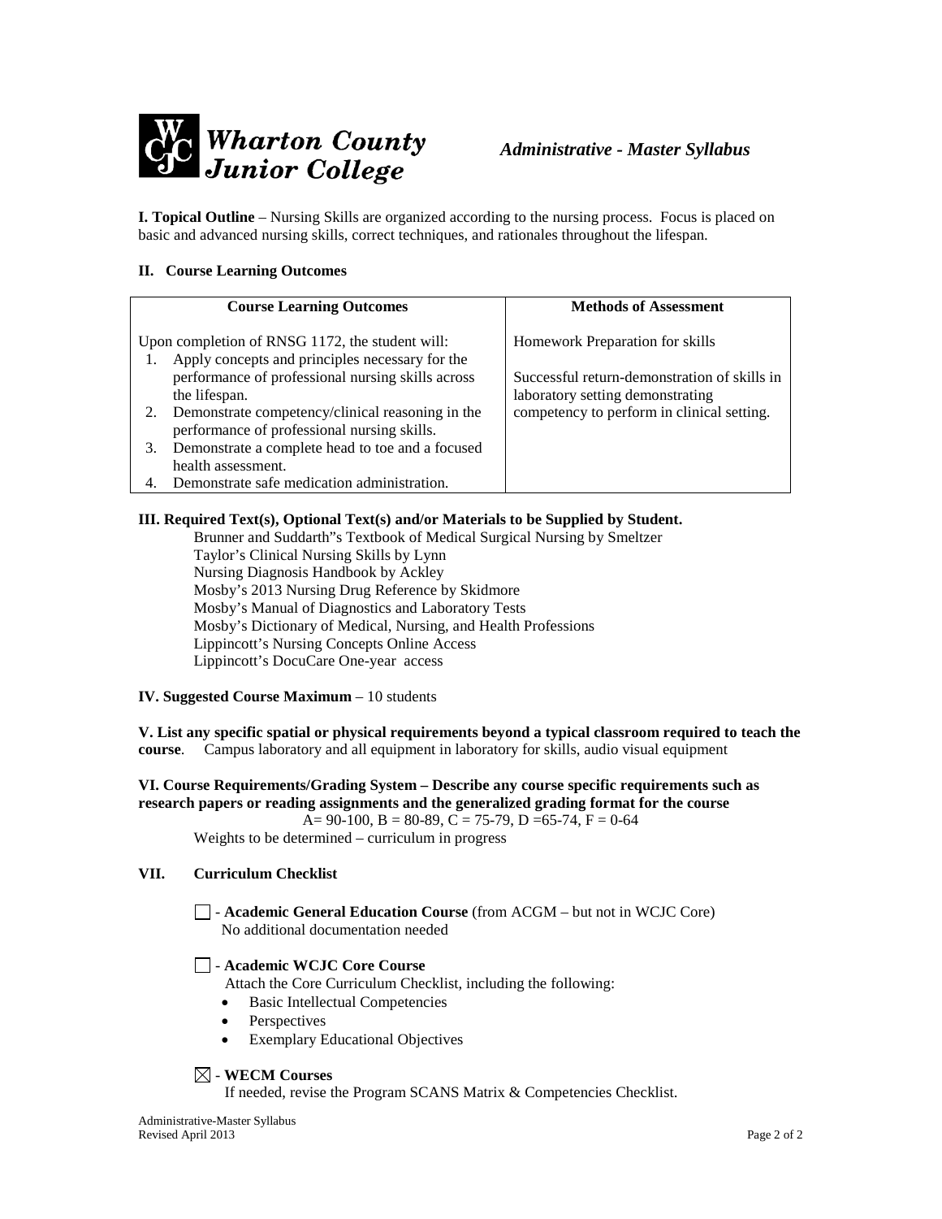**Wharton County Junior College** *Administrative - Master Syllabus*

**I. Topical Outline** – Nursing Skills are organized according to the nursing process. Focus is placed on basic and advanced nursing skills, correct techniques, and rationales throughout the lifespan.

**II. Course Learning Outcomes**

| Course Learning Outcomes | Methods of Assessment |
|---|---|
| Upon completion of RNSG 1172, the student will:<br>1. Apply concepts and principles necessary for the performance of professional nursing skills across the lifespan.<br>2. Demonstrate competency/clinical reasoning in the performance of professional nursing skills.<br>3. Demonstrate a complete head to toe and a focused health assessment.<br>4. Demonstrate safe medication administration. | Homework Preparation for skills<br><br>Successful return-demonstration of skills in laboratory setting demonstrating competency to perform in clinical setting. |

**III. Required Text(s), Optional Text(s) and/or Materials to be Supplied by Student.**

Brunner and Suddarth"s Textbook of Medical Surgical Nursing by Smeltzer
Taylor's Clinical Nursing Skills by Lynn
Nursing Diagnosis Handbook by Ackley
Mosby's 2013 Nursing Drug Reference by Skidmore
Mosby's Manual of Diagnostics and Laboratory Tests
Mosby's Dictionary of Medical, Nursing, and Health Professions
Lippincott's Nursing Concepts Online Access
Lippincott's DocuCare One-year access

**IV. Suggested Course Maximum** – 10 students

**V. List any specific spatial or physical requirements beyond a typical classroom required to teach the course**. Campus laboratory and all equipment in laboratory for skills, audio visual equipment

**VI. Course Requirements/Grading System – Describe any course specific requirements such as research papers or reading assignments and the generalized grading format for the course**

A= 90-100, B = 80-89, C = 75-79, D =65-74, F = 0-64

Weights to be determined – curriculum in progress

**VII. Curriculum Checklist**

☐ - **Academic General Education Course** (from ACGM – but not in WCJC Core)
No additional documentation needed

☐ - **Academic WCJC Core Course**
Attach the Core Curriculum Checklist, including the following:

- Basic Intellectual Competencies
- Perspectives
- Exemplary Educational Objectives

☒ - **WECM Courses**
If needed, revise the Program SCANS Matrix & Competencies Checklist.

Administrative-Master Syllabus
Revised April 2013